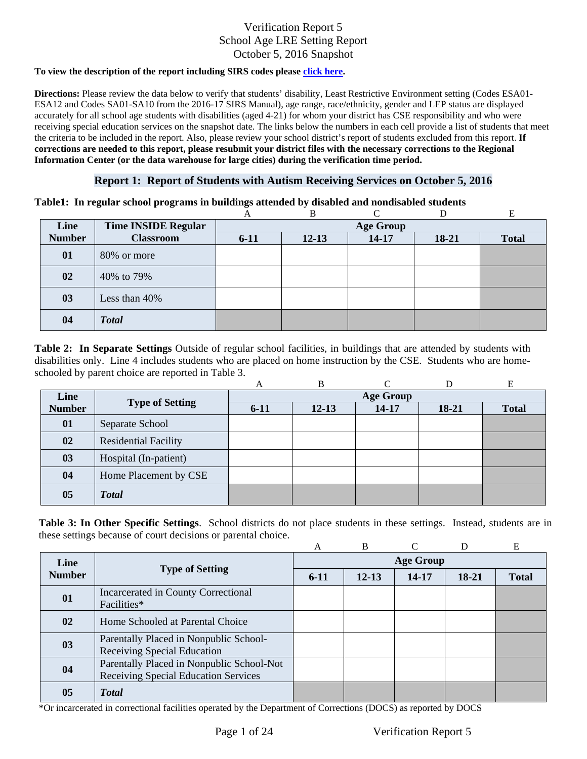# Verification Report 5
# School Age LRE Setting Report
# October 5, 2016 Snapshot

**To view the description of the report including SIRS codes please click here.**

**Directions:** Please review the data below to verify that students' disability, Least Restrictive Environment setting (Codes ESA01-ESA12 and Codes SA01-SA10 from the 2016-17 SIRS Manual), age range, race/ethnicity, gender and LEP status are displayed accurately for all school age students with disabilities (aged 4-21) for whom your district has CSE responsibility and who were receiving special education services on the snapshot date. The links below the numbers in each cell provide a list of students that meet the criteria to be included in the report. Also, please review your school district's report of students excluded from this report. **If corrections are needed to this report, please resubmit your district files with the necessary corrections to the Regional Information Center (or the data warehouse for large cities) during the verification time period.**

## Report 1: Report of Students with Autism Receiving Services on October 5, 2016

**Table1: In regular school programs in buildings attended by disabled and nondisabled students**

| | | A | B | C | D | E |
|---|---|---|---|---|---|---|
| **Line Number** | **Time INSIDE Regular Classroom** | **Age Group** | | | | |
| | | **6-11** | **12-13** | **14-17** | **18-21** | **Total** |
| **01** | 80% or more | | | | | |
| **02** | 40% to 79% | | | | | |
| **03** | Less than 40% | | | | | |
| **04** | ***Total*** | | | | | |

**Table 2: In Separate Settings** Outside of regular school facilities, in buildings that are attended by students with disabilities only. Line 4 includes students who are placed on home instruction by the CSE. Students who are home-schooled by parent choice are reported in Table 3.

| | | A | B | C | D | E |
|---|---|---|---|---|---|---|
| **Line Number** | **Type of Setting** | **Age Group** | | | | |
| | | **6-11** | **12-13** | **14-17** | **18-21** | **Total** |
| **01** | Separate School | | | | | |
| **02** | Residential Facility | | | | | |
| **03** | Hospital (In-patient) | | | | | |
| **04** | Home Placement by CSE | | | | | |
| **05** | ***Total*** | | | | | |

**Table 3: In Other Specific Settings**. School districts do not place students in these settings. Instead, students are in these settings because of court decisions or parental choice.

| | | A | B | C | D | E |
|---|---|---|---|---|---|---|
| **Line Number** | **Type of Setting** | **Age Group** | | | | |
| | | **6-11** | **12-13** | **14-17** | **18-21** | **Total** |
| **01** | Incarcerated in County Correctional Facilities* | | | | | |
| **02** | Home Schooled at Parental Choice | | | | | |
| **03** | Parentally Placed in Nonpublic School-Receiving Special Education | | | | | |
| **04** | Parentally Placed in Nonpublic School-Not Receiving Special Education Services | | | | | |
| **05** | ***Total*** | | | | | |

*Or incarcerated in correctional facilities operated by the Department of Corrections (DOCS) as reported by DOCS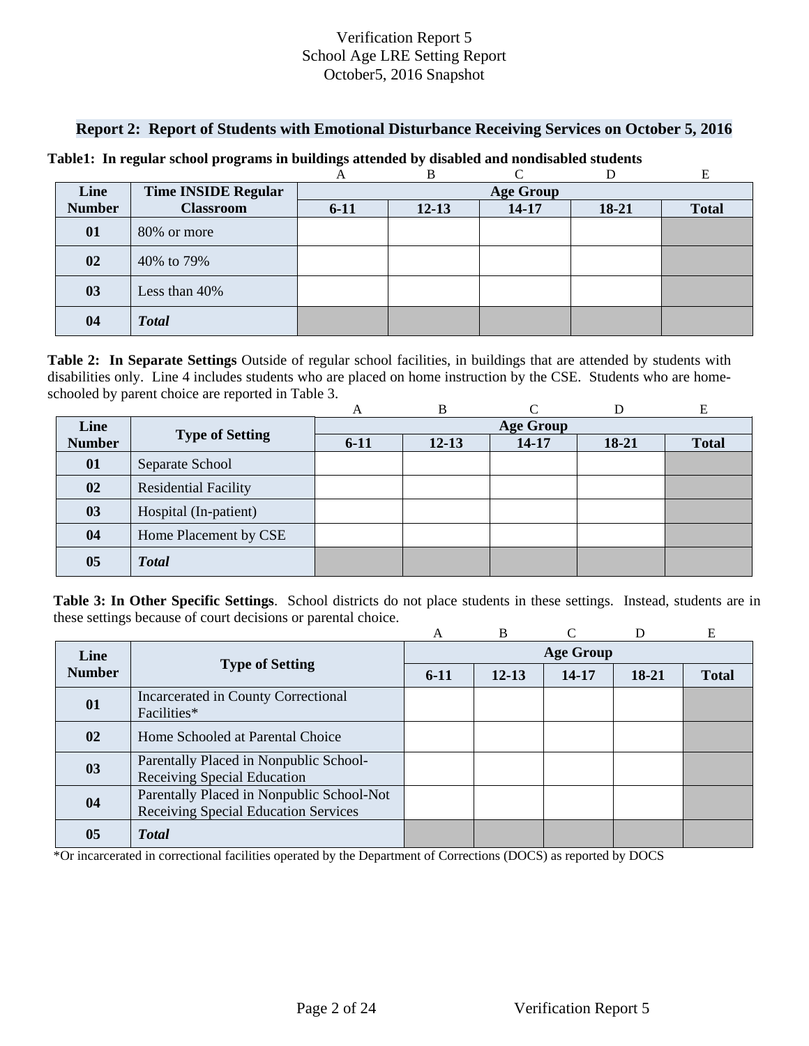# Verification Report 5
## School Age LRE Setting Report
### October5, 2016 Snapshot

## Report 2: Report of Students with Emotional Disturbance Receiving Services on October 5, 2016

**Table1: In regular school programs in buildings attended by disabled and nondisabled students**

| | | A | B | C | D | E |
|---|---|---|---|---|---|---|
| **Line Number** | **Time INSIDE Regular Classroom** | **Age Group** | | | | |
| | | **6-11** | **12-13** | **14-17** | **18-21** | **Total** |
| **01** | 80% or more | | | | | |
| **02** | 40% to 79% | | | | | |
| **03** | Less than 40% | | | | | |
| **04** | ***Total*** | | | | | |

**Table 2: In Separate Settings** Outside of regular school facilities, in buildings that are attended by students with disabilities only. Line 4 includes students who are placed on home instruction by the CSE. Students who are home-schooled by parent choice are reported in Table 3.

| | | A | B | C | D | E |
|---|---|---|---|---|---|---|
| **Line Number** | **Type of Setting** | **Age Group** | | | | |
| | | **6-11** | **12-13** | **14-17** | **18-21** | **Total** |
| **01** | Separate School | | | | | |
| **02** | Residential Facility | | | | | |
| **03** | Hospital (In-patient) | | | | | |
| **04** | Home Placement by CSE | | | | | |
| **05** | ***Total*** | | | | | |

**Table 3: In Other Specific Settings**. School districts do not place students in these settings. Instead, students are in these settings because of court decisions or parental choice.

| | | A | B | C | D | E |
|---|---|---|---|---|---|---|
| **Line Number** | **Type of Setting** | **Age Group** | | | | |
| | | **6-11** | **12-13** | **14-17** | **18-21** | **Total** |
| **01** | Incarcerated in County Correctional Facilities* | | | | | |
| **02** | Home Schooled at Parental Choice | | | | | |
| **03** | Parentally Placed in Nonpublic School-Receiving Special Education | | | | | |
| **04** | Parentally Placed in Nonpublic School-Not Receiving Special Education Services | | | | | |
| **05** | ***Total*** | | | | | |

*Or incarcerated in correctional facilities operated by the Department of Corrections (DOCS) as reported by DOCS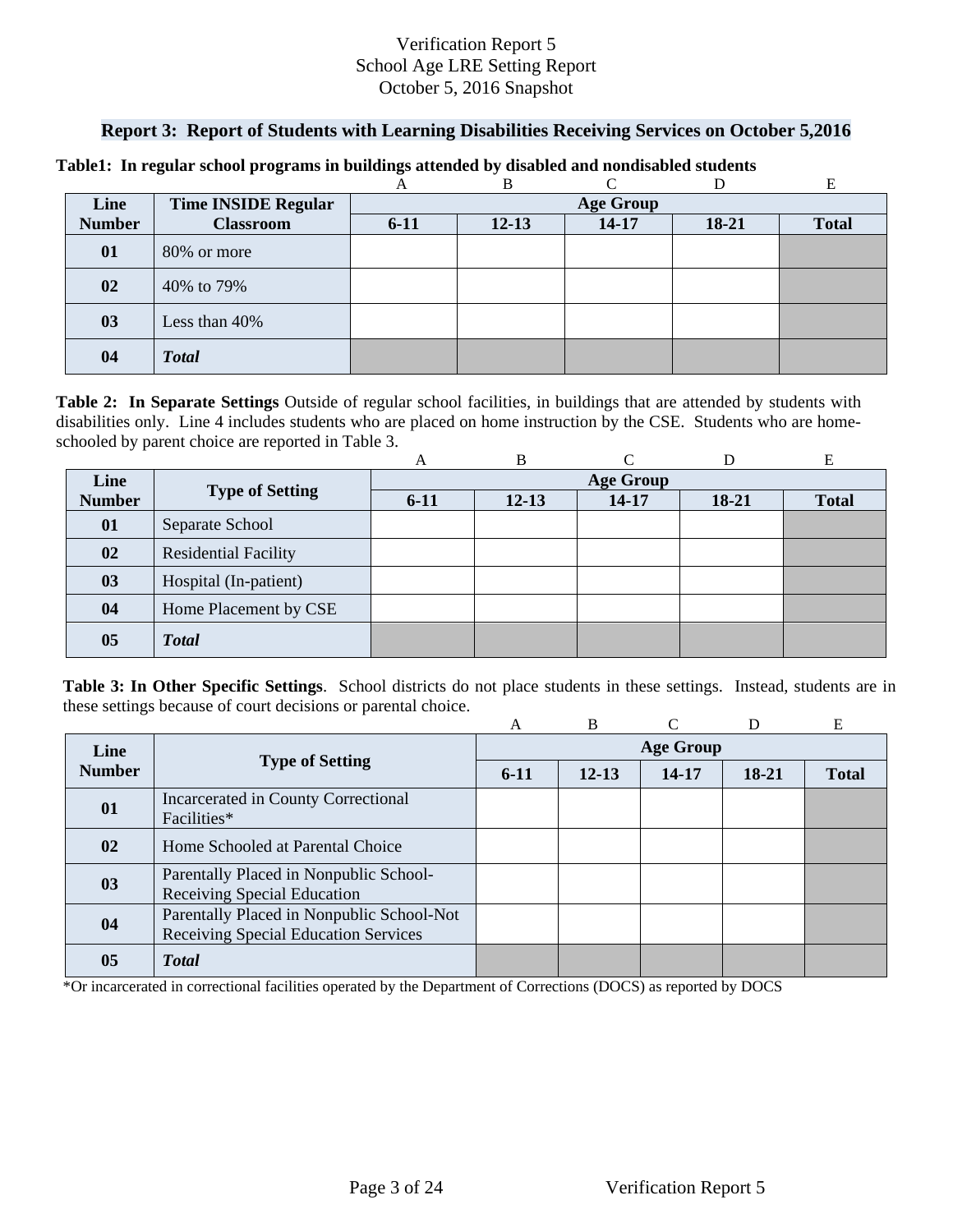Verification Report 5
School Age LRE Setting Report
October 5, 2016 Snapshot

## Report 3: Report of Students with Learning Disabilities Receiving Services on October 5,2016

**Table1: In regular school programs in buildings attended by disabled and nondisabled students**

| | | A | B | C | D | E |
|---|---|---|---|---|---|---|
| **Line Number** | **Time INSIDE Regular Classroom** | **Age Group** | | | | |
| | | **6-11** | **12-13** | **14-17** | **18-21** | **Total** |
| **01** | 80% or more | | | | | |
| **02** | 40% to 79% | | | | | |
| **03** | Less than 40% | | | | | |
| **04** | ***Total*** | | | | | |

**Table 2: In Separate Settings** Outside of regular school facilities, in buildings that are attended by students with disabilities only. Line 4 includes students who are placed on home instruction by the CSE. Students who are home-schooled by parent choice are reported in Table 3.

| | | A | B | C | D | E |
|---|---|---|---|---|---|---|
| **Line Number** | **Type of Setting** | **Age Group** | | | | |
| | | **6-11** | **12-13** | **14-17** | **18-21** | **Total** |
| **01** | Separate School | | | | | |
| **02** | Residential Facility | | | | | |
| **03** | Hospital (In-patient) | | | | | |
| **04** | Home Placement by CSE | | | | | |
| **05** | ***Total*** | | | | | |

**Table 3: In Other Specific Settings**. School districts do not place students in these settings. Instead, students are in these settings because of court decisions or parental choice.

| | | A | B | C | D | E |
|---|---|---|---|---|---|---|
| **Line Number** | **Type of Setting** | **Age Group** | | | | |
| | | **6-11** | **12-13** | **14-17** | **18-21** | **Total** |
| **01** | Incarcerated in County Correctional Facilities* | | | | | |
| **02** | Home Schooled at Parental Choice | | | | | |
| **03** | Parentally Placed in Nonpublic School-Receiving Special Education | | | | | |
| **04** | Parentally Placed in Nonpublic School-Not Receiving Special Education Services | | | | | |
| **05** | ***Total*** | | | | | |

*Or incarcerated in correctional facilities operated by the Department of Corrections (DOCS) as reported by DOCS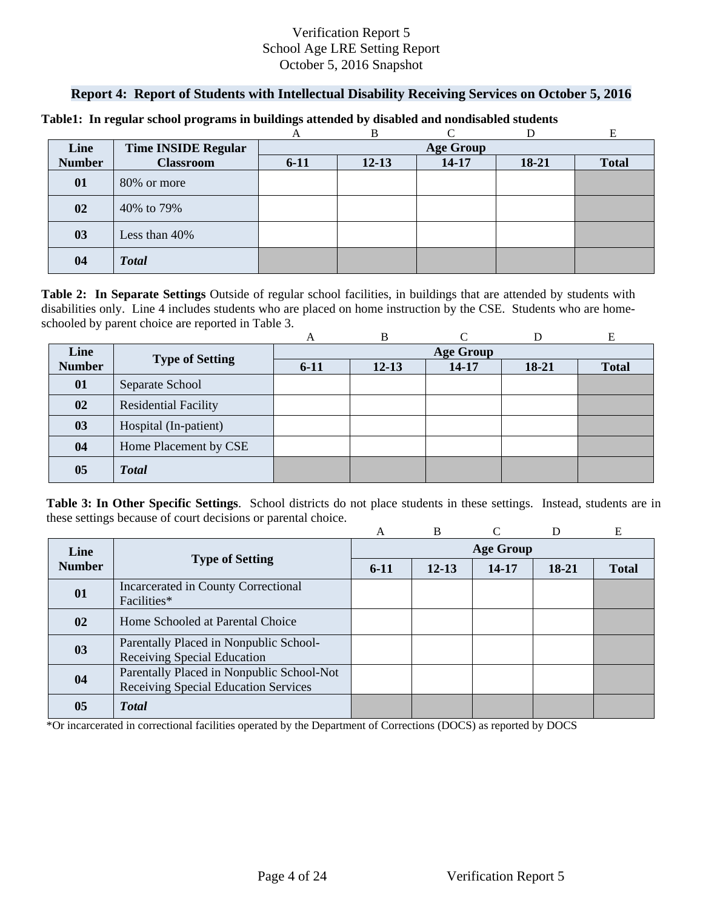Verification Report 5
School Age LRE Setting Report
October 5, 2016 Snapshot

## Report 4: Report of Students with Intellectual Disability Receiving Services on October 5, 2016

**Table1: In regular school programs in buildings attended by disabled and nondisabled students**

| | | A | B | C | D | E |
|---|---|---|---|---|---|---|
| **Line Number** | **Time INSIDE Regular Classroom** | **Age Group** | | | | |
| | | **6-11** | **12-13** | **14-17** | **18-21** | **Total** |
| **01** | 80% or more | | | | | |
| **02** | 40% to 79% | | | | | |
| **03** | Less than 40% | | | | | |
| **04** | ***Total*** | | | | | |

**Table 2: In Separate Settings** Outside of regular school facilities, in buildings that are attended by students with disabilities only. Line 4 includes students who are placed on home instruction by the CSE. Students who are home-schooled by parent choice are reported in Table 3.

| | | A | B | C | D | E |
|---|---|---|---|---|---|---|
| **Line Number** | **Type of Setting** | **Age Group** | | | | |
| | | **6-11** | **12-13** | **14-17** | **18-21** | **Total** |
| **01** | Separate School | | | | | |
| **02** | Residential Facility | | | | | |
| **03** | Hospital (In-patient) | | | | | |
| **04** | Home Placement by CSE | | | | | |
| **05** | ***Total*** | | | | | |

**Table 3: In Other Specific Settings**. School districts do not place students in these settings. Instead, students are in these settings because of court decisions or parental choice.

| | | A | B | C | D | E |
|---|---|---|---|---|---|---|
| **Line Number** | **Type of Setting** | **Age Group** | | | | |
| | | **6-11** | **12-13** | **14-17** | **18-21** | **Total** |
| **01** | Incarcerated in County Correctional Facilities* | | | | | |
| **02** | Home Schooled at Parental Choice | | | | | |
| **03** | Parentally Placed in Nonpublic School-Receiving Special Education | | | | | |
| **04** | Parentally Placed in Nonpublic School-Not Receiving Special Education Services | | | | | |
| **05** | ***Total*** | | | | | |

*Or incarcerated in correctional facilities operated by the Department of Corrections (DOCS) as reported by DOCS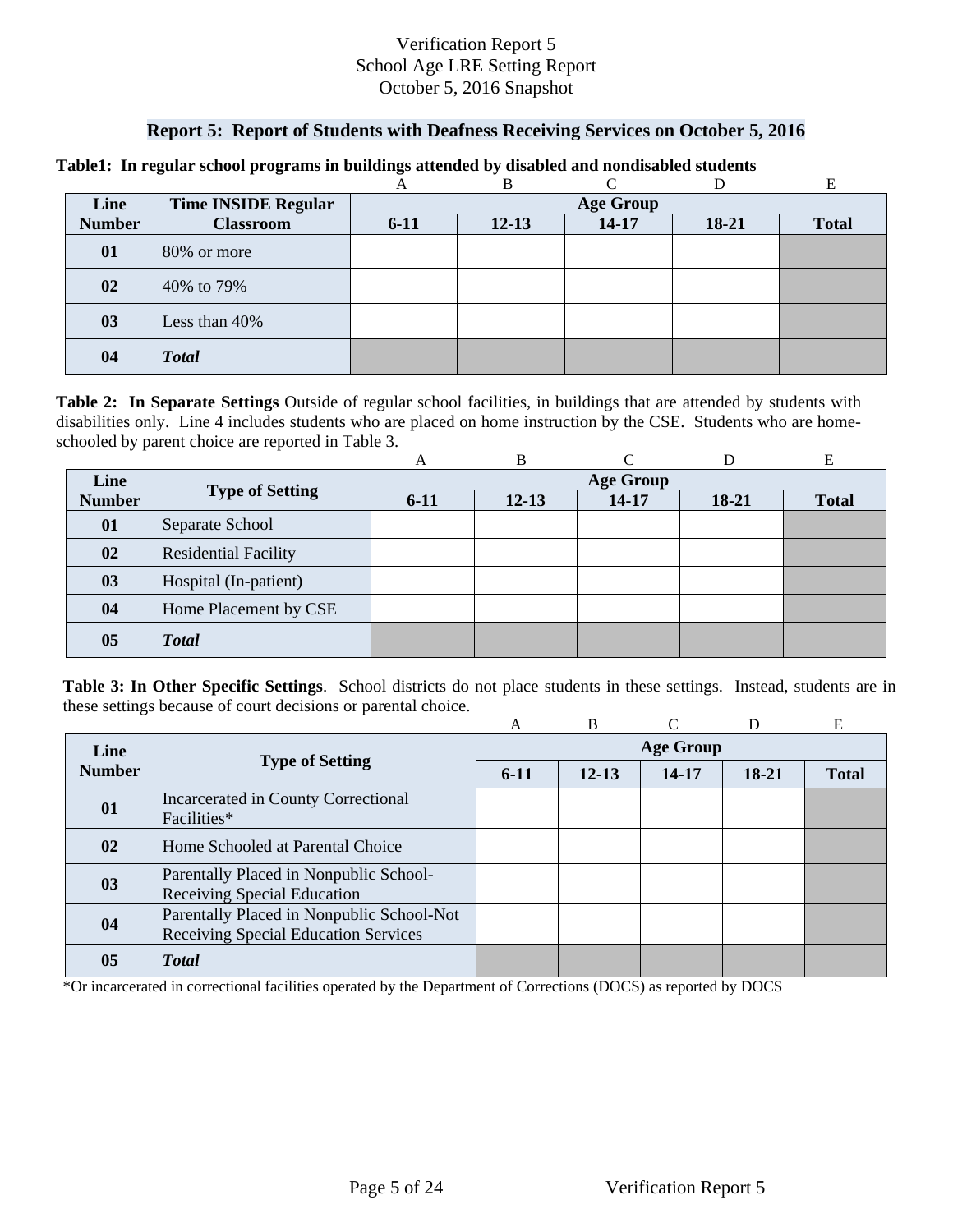Verification Report 5
School Age LRE Setting Report
October 5, 2016 Snapshot

## Report 5: Report of Students with Deafness Receiving Services on October 5, 2016

**Table1: In regular school programs in buildings attended by disabled and nondisabled students**

| | | A | B | C | D | E |
|---|---|---|---|---|---|---|
| **Line Number** | **Time INSIDE Regular Classroom** | **Age Group** | | | | |
| | | **6-11** | **12-13** | **14-17** | **18-21** | **Total** |
| **01** | 80% or more | | | | | |
| **02** | 40% to 79% | | | | | |
| **03** | Less than 40% | | | | | |
| **04** | ***Total*** | | | | | |

**Table 2: In Separate Settings** Outside of regular school facilities, in buildings that are attended by students with disabilities only. Line 4 includes students who are placed on home instruction by the CSE. Students who are home-schooled by parent choice are reported in Table 3.

| | | A | B | C | D | E |
|---|---|---|---|---|---|---|
| **Line Number** | **Type of Setting** | **Age Group** | | | | |
| | | **6-11** | **12-13** | **14-17** | **18-21** | **Total** |
| **01** | Separate School | | | | | |
| **02** | Residential Facility | | | | | |
| **03** | Hospital (In-patient) | | | | | |
| **04** | Home Placement by CSE | | | | | |
| **05** | ***Total*** | | | | | |

**Table 3: In Other Specific Settings**. School districts do not place students in these settings. Instead, students are in these settings because of court decisions or parental choice.

| | | A | B | C | D | E |
|---|---|---|---|---|---|---|
| **Line Number** | **Type of Setting** | **Age Group** | | | | |
| | | **6-11** | **12-13** | **14-17** | **18-21** | **Total** |
| **01** | Incarcerated in County Correctional Facilities* | | | | | |
| **02** | Home Schooled at Parental Choice | | | | | |
| **03** | Parentally Placed in Nonpublic School-Receiving Special Education | | | | | |
| **04** | Parentally Placed in Nonpublic School-Not Receiving Special Education Services | | | | | |
| **05** | ***Total*** | | | | | |

*Or incarcerated in correctional facilities operated by the Department of Corrections (DOCS) as reported by DOCS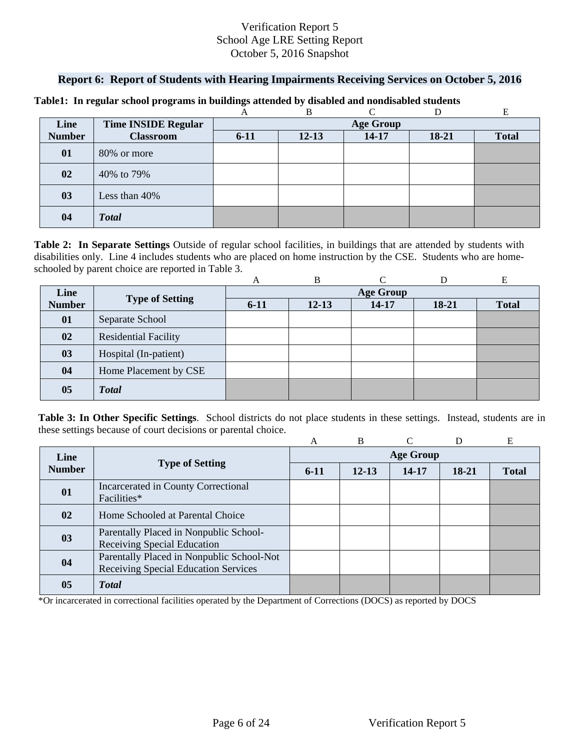Verification Report 5
School Age LRE Setting Report
October 5, 2016 Snapshot

## Report 6: Report of Students with Hearing Impairments Receiving Services on October 5, 2016

**Table1: In regular school programs in buildings attended by disabled and nondisabled students**

| | | A | B | C | D | E |
|---|---|---|---|---|---|---|
| **Line Number** | **Time INSIDE Regular Classroom** | **Age Group** | | | | |
| | | **6-11** | **12-13** | **14-17** | **18-21** | **Total** |
| **01** | 80% or more | | | | | |
| **02** | 40% to 79% | | | | | |
| **03** | Less than 40% | | | | | |
| **04** | ***Total*** | | | | | |

**Table 2: In Separate Settings** Outside of regular school facilities, in buildings that are attended by students with disabilities only. Line 4 includes students who are placed on home instruction by the CSE. Students who are home-schooled by parent choice are reported in Table 3.

| | | A | B | C | D | E |
|---|---|---|---|---|---|---|
| **Line Number** | **Type of Setting** | **Age Group** | | | | |
| | | **6-11** | **12-13** | **14-17** | **18-21** | **Total** |
| **01** | Separate School | | | | | |
| **02** | Residential Facility | | | | | |
| **03** | Hospital (In-patient) | | | | | |
| **04** | Home Placement by CSE | | | | | |
| **05** | ***Total*** | | | | | |

**Table 3: In Other Specific Settings**. School districts do not place students in these settings. Instead, students are in these settings because of court decisions or parental choice.

| | | A | B | C | D | E |
|---|---|---|---|---|---|---|
| **Line Number** | **Type of Setting** | **Age Group** | | | | |
| | | **6-11** | **12-13** | **14-17** | **18-21** | **Total** |
| **01** | Incarcerated in County Correctional Facilities* | | | | | |
| **02** | Home Schooled at Parental Choice | | | | | |
| **03** | Parentally Placed in Nonpublic School-Receiving Special Education | | | | | |
| **04** | Parentally Placed in Nonpublic School-Not Receiving Special Education Services | | | | | |
| **05** | ***Total*** | | | | | |

*Or incarcerated in correctional facilities operated by the Department of Corrections (DOCS) as reported by DOCS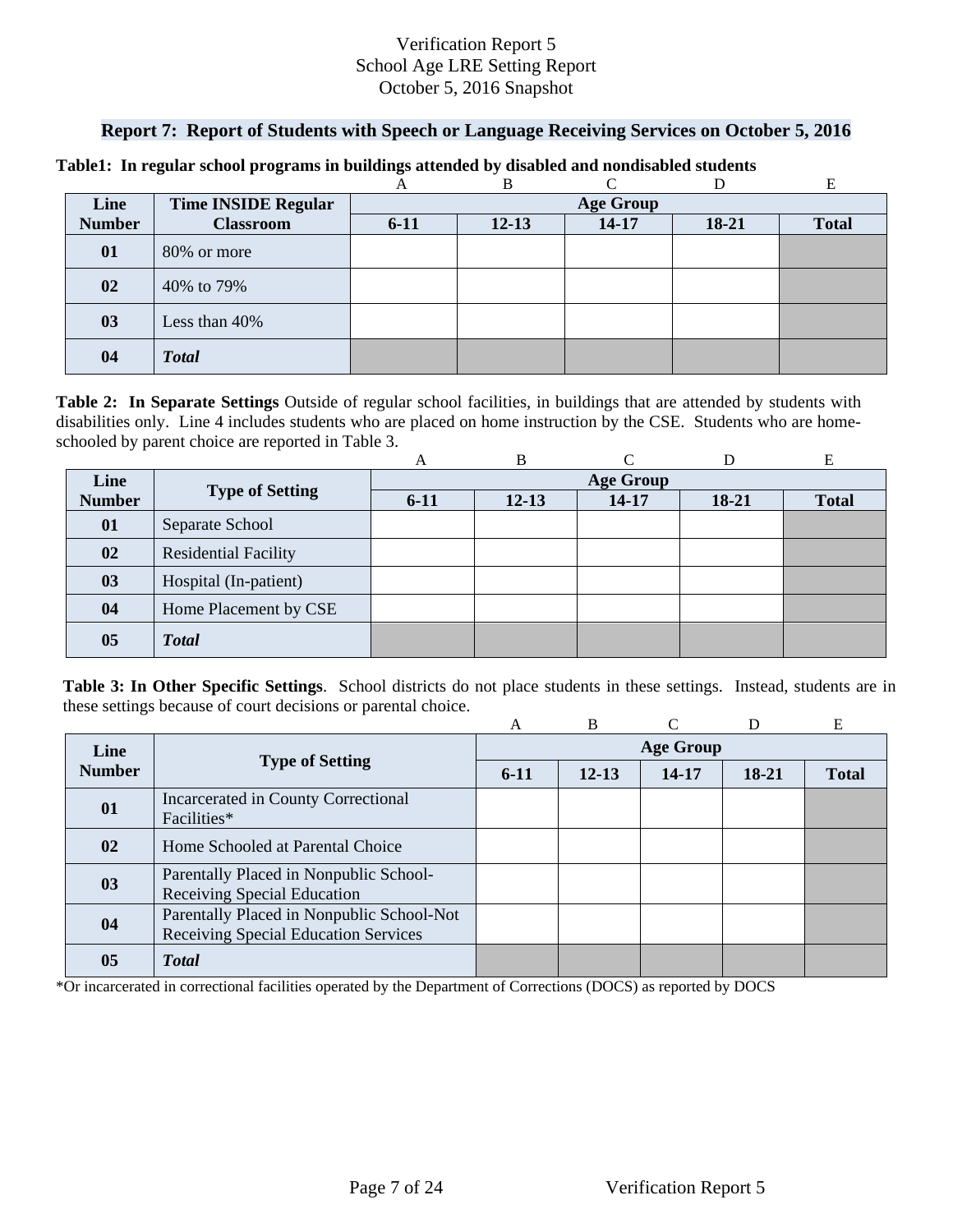Verification Report 5
School Age LRE Setting Report
October 5, 2016 Snapshot

## Report 7: Report of Students with Speech or Language Receiving Services on October 5, 2016

**Table1: In regular school programs in buildings attended by disabled and nondisabled students**

| | | A | B | C | D | E |
|---|---|---|---|---|---|---|
| **Line Number** | **Time INSIDE Regular Classroom** | **Age Group** | | | | |
| | | **6-11** | **12-13** | **14-17** | **18-21** | **Total** |
| **01** | 80% or more | | | | | |
| **02** | 40% to 79% | | | | | |
| **03** | Less than 40% | | | | | |
| **04** | ***Total*** | | | | | |

**Table 2: In Separate Settings** Outside of regular school facilities, in buildings that are attended by students with disabilities only. Line 4 includes students who are placed on home instruction by the CSE. Students who are home-schooled by parent choice are reported in Table 3.

| | | A | B | C | D | E |
|---|---|---|---|---|---|---|
| **Line Number** | **Type of Setting** | **Age Group** | | | | |
| | | **6-11** | **12-13** | **14-17** | **18-21** | **Total** |
| **01** | Separate School | | | | | |
| **02** | Residential Facility | | | | | |
| **03** | Hospital (In-patient) | | | | | |
| **04** | Home Placement by CSE | | | | | |
| **05** | ***Total*** | | | | | |

**Table 3: In Other Specific Settings**. School districts do not place students in these settings. Instead, students are in these settings because of court decisions or parental choice.

| | | A | B | C | D | E |
|---|---|---|---|---|---|---|
| **Line Number** | **Type of Setting** | **Age Group** | | | | |
| | | **6-11** | **12-13** | **14-17** | **18-21** | **Total** |
| **01** | Incarcerated in County Correctional Facilities* | | | | | |
| **02** | Home Schooled at Parental Choice | | | | | |
| **03** | Parentally Placed in Nonpublic School-Receiving Special Education | | | | | |
| **04** | Parentally Placed in Nonpublic School-Not Receiving Special Education Services | | | | | |
| **05** | ***Total*** | | | | | |

*Or incarcerated in correctional facilities operated by the Department of Corrections (DOCS) as reported by DOCS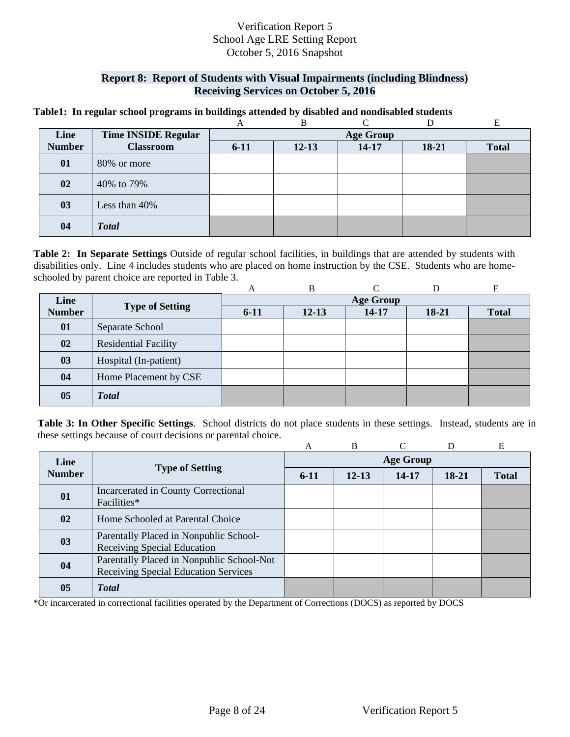Verification Report 5
School Age LRE Setting Report
October 5, 2016 Snapshot

## Report 8: Report of Students with Visual Impairments (including Blindness) Receiving Services on October 5, 2016

**Table1: In regular school programs in buildings attended by disabled and nondisabled students**

| | | A | B | C | D | E |
|---|---|---|---|---|---|---|
| **Line Number** | **Time INSIDE Regular Classroom** | **Age Group** | | | | |
| | | **6-11** | **12-13** | **14-17** | **18-21** | **Total** |
| **01** | 80% or more | | | | | |
| **02** | 40% to 79% | | | | | |
| **03** | Less than 40% | | | | | |
| **04** | ***Total*** | | | | | |

**Table 2: In Separate Settings** Outside of regular school facilities, in buildings that are attended by students with disabilities only. Line 4 includes students who are placed on home instruction by the CSE. Students who are home-schooled by parent choice are reported in Table 3.

| | | A | B | C | D | E |
|---|---|---|---|---|---|---|
| **Line Number** | **Type of Setting** | **Age Group** | | | | |
| | | **6-11** | **12-13** | **14-17** | **18-21** | **Total** |
| **01** | Separate School | | | | | |
| **02** | Residential Facility | | | | | |
| **03** | Hospital (In-patient) | | | | | |
| **04** | Home Placement by CSE | | | | | |
| **05** | ***Total*** | | | | | |

**Table 3: In Other Specific Settings**. School districts do not place students in these settings. Instead, students are in these settings because of court decisions or parental choice.

| | | A | B | C | D | E |
|---|---|---|---|---|---|---|
| **Line Number** | **Type of Setting** | **Age Group** | | | | |
| | | **6-11** | **12-13** | **14-17** | **18-21** | **Total** |
| **01** | Incarcerated in County Correctional Facilities* | | | | | |
| **02** | Home Schooled at Parental Choice | | | | | |
| **03** | Parentally Placed in Nonpublic School-Receiving Special Education | | | | | |
| **04** | Parentally Placed in Nonpublic School-Not Receiving Special Education Services | | | | | |
| **05** | ***Total*** | | | | | |

*Or incarcerated in correctional facilities operated by the Department of Corrections (DOCS) as reported by DOCS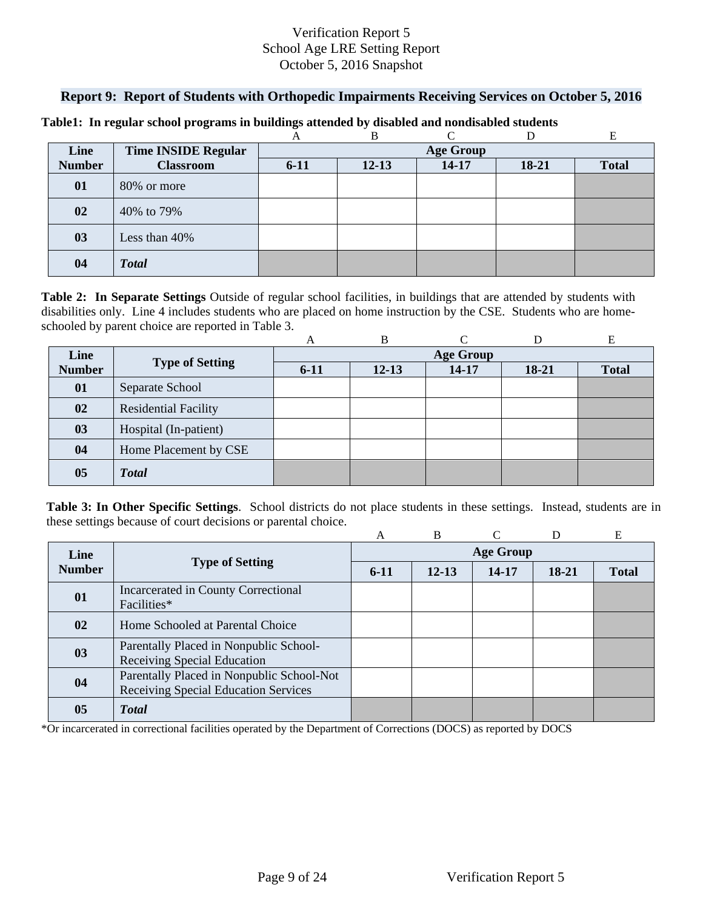Verification Report 5
School Age LRE Setting Report
October 5, 2016 Snapshot

## Report 9: Report of Students with Orthopedic Impairments Receiving Services on October 5, 2016

**Table1: In regular school programs in buildings attended by disabled and nondisabled students**

| | | A | B | C | D | E |
|---|---|---|---|---|---|---|
| **Line Number** | **Time INSIDE Regular Classroom** | **Age Group** | | | | |
| | | **6-11** | **12-13** | **14-17** | **18-21** | **Total** |
| **01** | 80% or more | | | | | |
| **02** | 40% to 79% | | | | | |
| **03** | Less than 40% | | | | | |
| **04** | ***Total*** | | | | | |

**Table 2: In Separate Settings** Outside of regular school facilities, in buildings that are attended by students with disabilities only. Line 4 includes students who are placed on home instruction by the CSE. Students who are home-schooled by parent choice are reported in Table 3.

| | | A | B | C | D | E |
|---|---|---|---|---|---|---|
| **Line Number** | **Type of Setting** | **Age Group** | | | | |
| | | **6-11** | **12-13** | **14-17** | **18-21** | **Total** |
| **01** | Separate School | | | | | |
| **02** | Residential Facility | | | | | |
| **03** | Hospital (In-patient) | | | | | |
| **04** | Home Placement by CSE | | | | | |
| **05** | ***Total*** | | | | | |

**Table 3: In Other Specific Settings**. School districts do not place students in these settings. Instead, students are in these settings because of court decisions or parental choice.

| | | A | B | C | D | E |
|---|---|---|---|---|---|---|
| **Line Number** | **Type of Setting** | **Age Group** | | | | |
| | | **6-11** | **12-13** | **14-17** | **18-21** | **Total** |
| **01** | Incarcerated in County Correctional Facilities* | | | | | |
| **02** | Home Schooled at Parental Choice | | | | | |
| **03** | Parentally Placed in Nonpublic School-Receiving Special Education | | | | | |
| **04** | Parentally Placed in Nonpublic School-Not Receiving Special Education Services | | | | | |
| **05** | ***Total*** | | | | | |

*Or incarcerated in correctional facilities operated by the Department of Corrections (DOCS) as reported by DOCS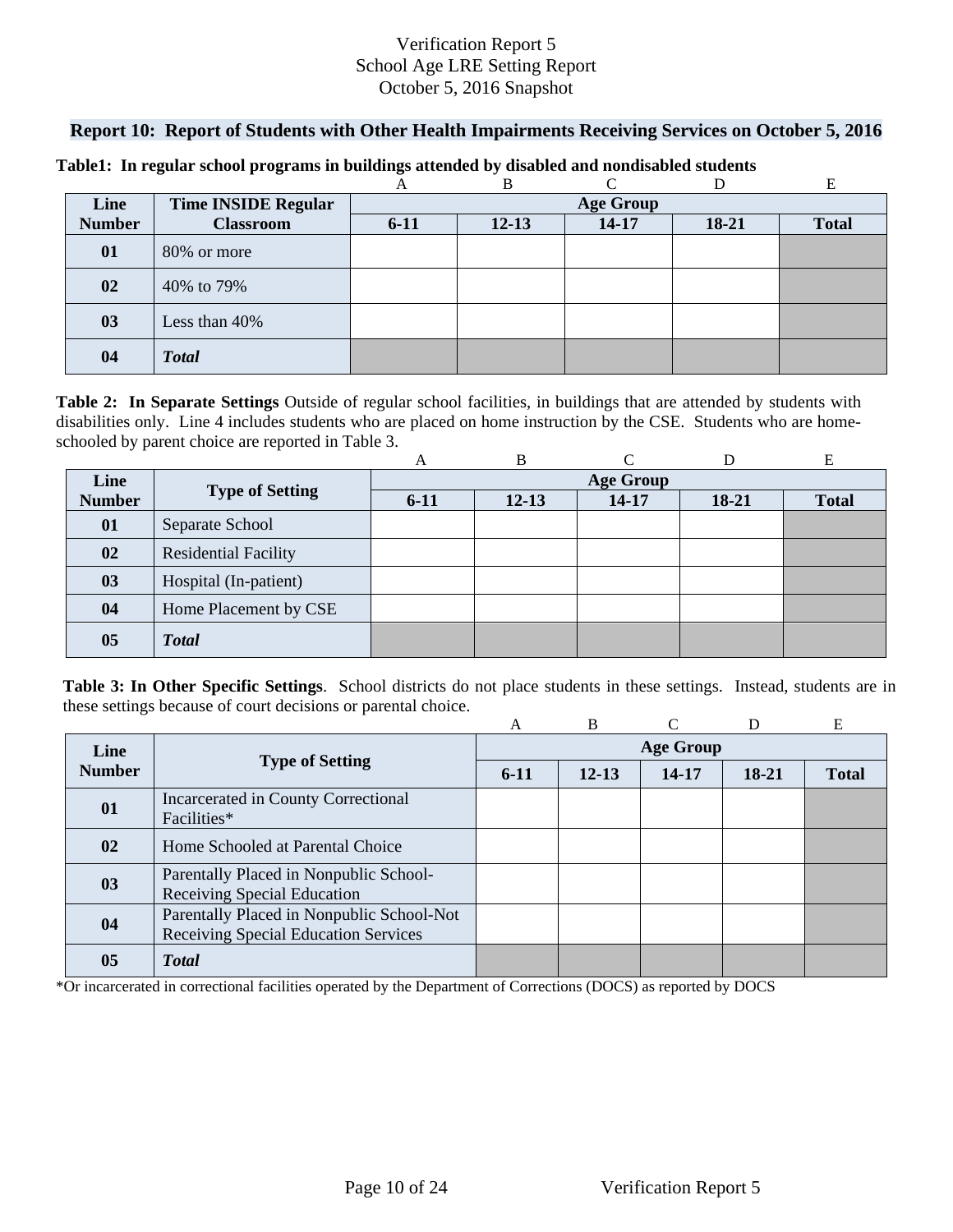Verification Report 5
School Age LRE Setting Report
October 5, 2016 Snapshot

## Report 10: Report of Students with Other Health Impairments Receiving Services on October 5, 2016

**Table1: In regular school programs in buildings attended by disabled and nondisabled students**

| | | A | B | C | D | E |
|---|---|---|---|---|---|---|
| **Line Number** | **Time INSIDE Regular Classroom** | **Age Group** | | | | |
| | | **6-11** | **12-13** | **14-17** | **18-21** | **Total** |
| **01** | 80% or more | | | | | |
| **02** | 40% to 79% | | | | | |
| **03** | Less than 40% | | | | | |
| **04** | ***Total*** | | | | | |

**Table 2: In Separate Settings** Outside of regular school facilities, in buildings that are attended by students with disabilities only. Line 4 includes students who are placed on home instruction by the CSE. Students who are home-schooled by parent choice are reported in Table 3.

| | | A | B | C | D | E |
|---|---|---|---|---|---|---|
| **Line Number** | **Type of Setting** | **Age Group** | | | | |
| | | **6-11** | **12-13** | **14-17** | **18-21** | **Total** |
| **01** | Separate School | | | | | |
| **02** | Residential Facility | | | | | |
| **03** | Hospital (In-patient) | | | | | |
| **04** | Home Placement by CSE | | | | | |
| **05** | ***Total*** | | | | | |

**Table 3: In Other Specific Settings**. School districts do not place students in these settings. Instead, students are in these settings because of court decisions or parental choice.

| | | A | B | C | D | E |
|---|---|---|---|---|---|---|
| **Line Number** | **Type of Setting** | **Age Group** | | | | |
| | | **6-11** | **12-13** | **14-17** | **18-21** | **Total** |
| **01** | Incarcerated in County Correctional Facilities* | | | | | |
| **02** | Home Schooled at Parental Choice | | | | | |
| **03** | Parentally Placed in Nonpublic School-Receiving Special Education | | | | | |
| **04** | Parentally Placed in Nonpublic School-Not Receiving Special Education Services | | | | | |
| **05** | ***Total*** | | | | | |

*Or incarcerated in correctional facilities operated by the Department of Corrections (DOCS) as reported by DOCS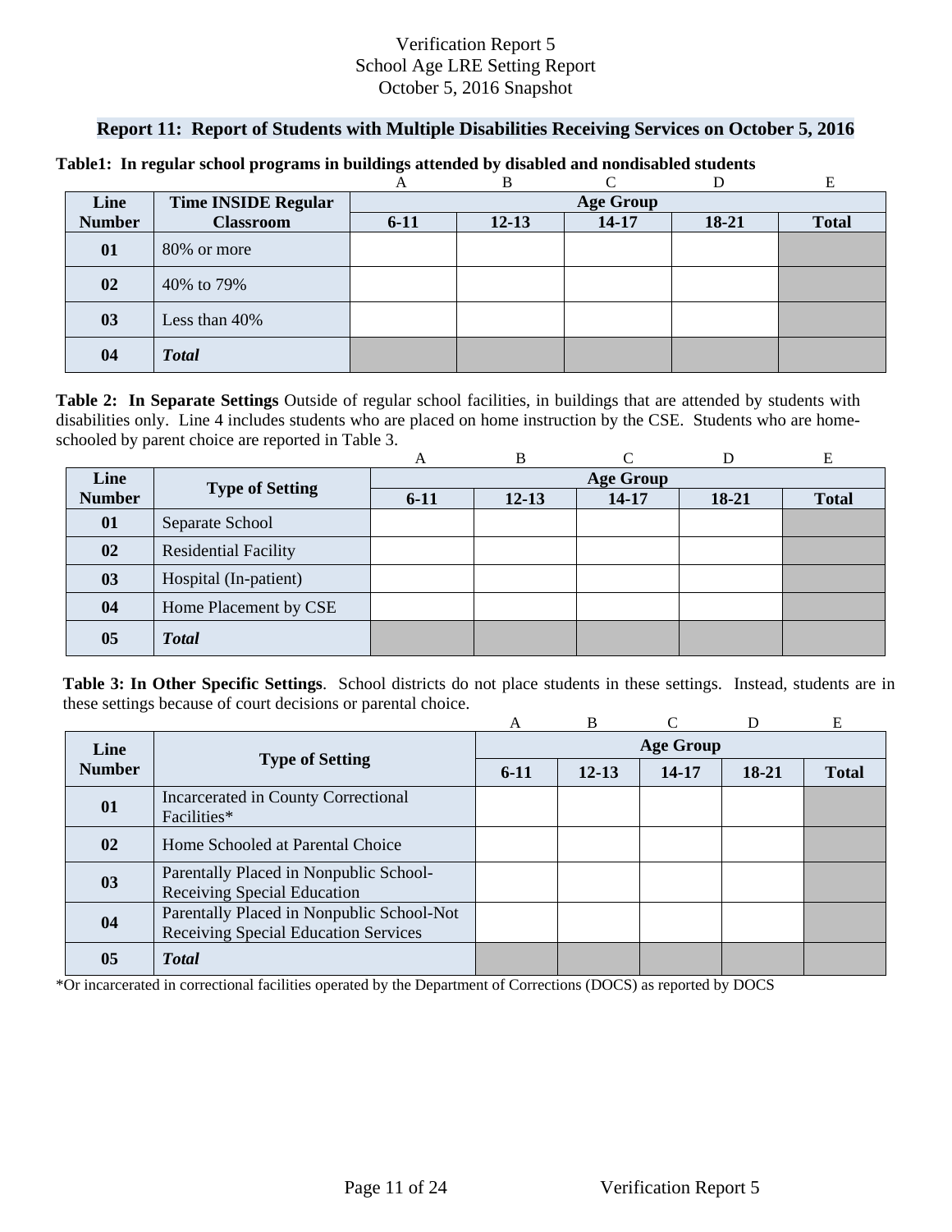Verification Report 5
School Age LRE Setting Report
October 5, 2016 Snapshot

## Report 11: Report of Students with Multiple Disabilities Receiving Services on October 5, 2016

**Table1: In regular school programs in buildings attended by disabled and nondisabled students**

| Line Number | Time INSIDE Regular Classroom | A<br>Age Group<br>6-11 | B<br><br>12-13 | C<br><br>14-17 | D<br><br>18-21 | E<br><br>Total |
|---|---|---|---|---|---|---|
| **01** | 80% or more | | | | | |
| **02** | 40% to 79% | | | | | |
| **03** | Less than 40% | | | | | |
| **04** | ***Total*** | | | | | |

**Table 2: In Separate Settings** Outside of regular school facilities, in buildings that are attended by students with disabilities only. Line 4 includes students who are placed on home instruction by the CSE. Students who are home-schooled by parent choice are reported in Table 3.

| Line Number | Type of Setting | A<br>Age Group<br>6-11 | B<br><br>12-13 | C<br><br>14-17 | D<br><br>18-21 | E<br><br>Total |
|---|---|---|---|---|---|---|
| **01** | Separate School | | | | | |
| **02** | Residential Facility | | | | | |
| **03** | Hospital (In-patient) | | | | | |
| **04** | Home Placement by CSE | | | | | |
| **05** | ***Total*** | | | | | |

**Table 3: In Other Specific Settings**. School districts do not place students in these settings. Instead, students are in these settings because of court decisions or parental choice.

| Line Number | Type of Setting | A<br>Age Group<br>6-11 | B<br><br>12-13 | C<br><br>14-17 | D<br><br>18-21 | E<br><br>Total |
|---|---|---|---|---|---|---|
| **01** | Incarcerated in County Correctional Facilities* | | | | | |
| **02** | Home Schooled at Parental Choice | | | | | |
| **03** | Parentally Placed in Nonpublic School-Receiving Special Education | | | | | |
| **04** | Parentally Placed in Nonpublic School-Not Receiving Special Education Services | | | | | |
| **05** | ***Total*** | | | | | |

*Or incarcerated in correctional facilities operated by the Department of Corrections (DOCS) as reported by DOCS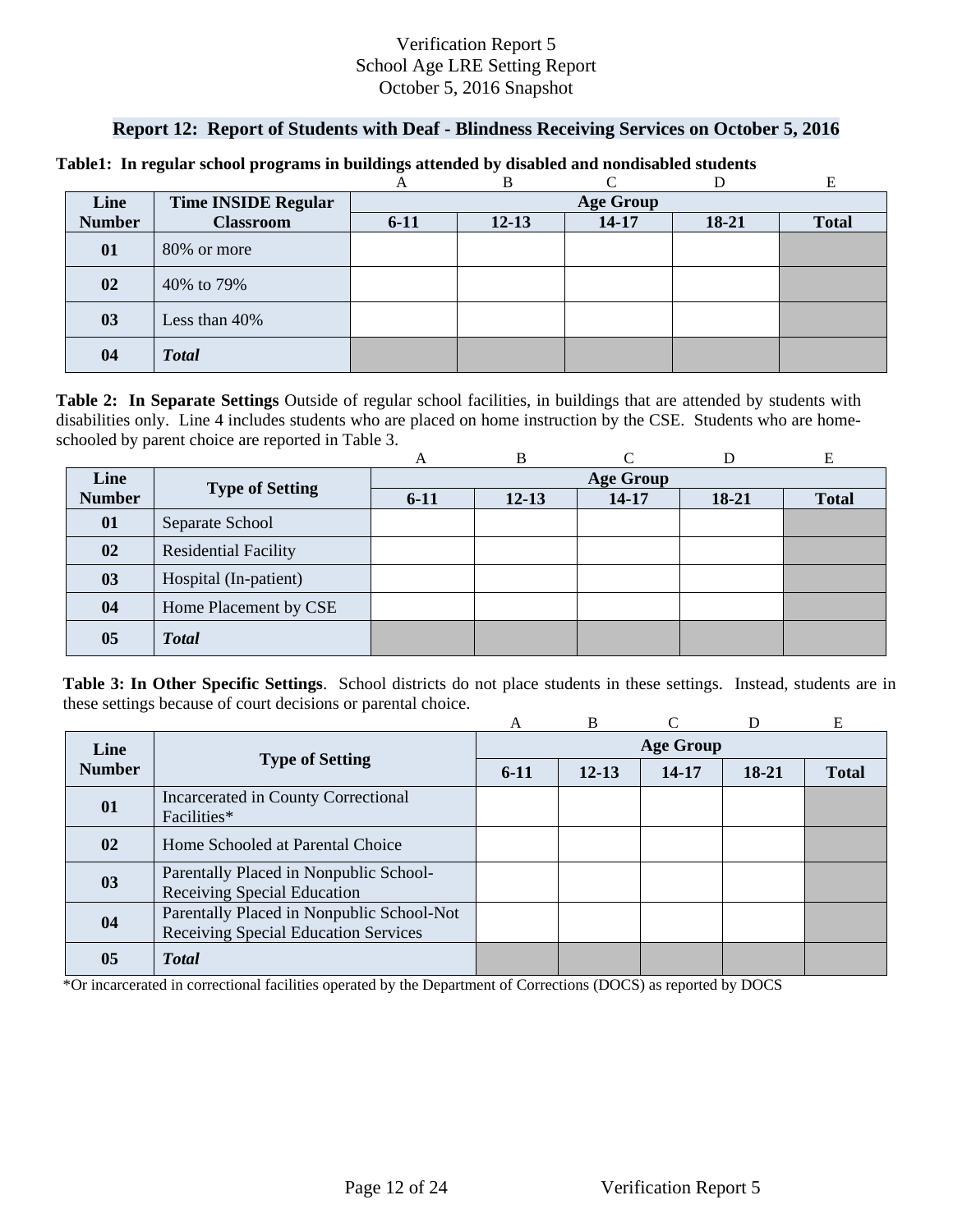Verification Report 5
School Age LRE Setting Report
October 5, 2016 Snapshot

## Report 12: Report of Students with Deaf - Blindness Receiving Services on October 5, 2016

**Table1: In regular school programs in buildings attended by disabled and nondisabled students**

| | | A | B | C | D | E |
|---|---|---|---|---|---|---|
| **Line Number** | **Time INSIDE Regular Classroom** | **Age Group** | | | | |
| | | **6-11** | **12-13** | **14-17** | **18-21** | **Total** |
| **01** | 80% or more | | | | | |
| **02** | 40% to 79% | | | | | |
| **03** | Less than 40% | | | | | |
| **04** | ***Total*** | | | | | |

**Table 2: In Separate Settings** Outside of regular school facilities, in buildings that are attended by students with disabilities only. Line 4 includes students who are placed on home instruction by the CSE. Students who are home-schooled by parent choice are reported in Table 3.

| | | A | B | C | D | E |
|---|---|---|---|---|---|---|
| **Line Number** | **Type of Setting** | **Age Group** | | | | |
| | | **6-11** | **12-13** | **14-17** | **18-21** | **Total** |
| **01** | Separate School | | | | | |
| **02** | Residential Facility | | | | | |
| **03** | Hospital (In-patient) | | | | | |
| **04** | Home Placement by CSE | | | | | |
| **05** | ***Total*** | | | | | |

**Table 3: In Other Specific Settings**. School districts do not place students in these settings. Instead, students are in these settings because of court decisions or parental choice.

| | | A | B | C | D | E |
|---|---|---|---|---|---|---|
| **Line Number** | **Type of Setting** | **Age Group** | | | | |
| | | **6-11** | **12-13** | **14-17** | **18-21** | **Total** |
| **01** | Incarcerated in County Correctional Facilities* | | | | | |
| **02** | Home Schooled at Parental Choice | | | | | |
| **03** | Parentally Placed in Nonpublic School-Receiving Special Education | | | | | |
| **04** | Parentally Placed in Nonpublic School-Not Receiving Special Education Services | | | | | |
| **05** | ***Total*** | | | | | |

*Or incarcerated in correctional facilities operated by the Department of Corrections (DOCS) as reported by DOCS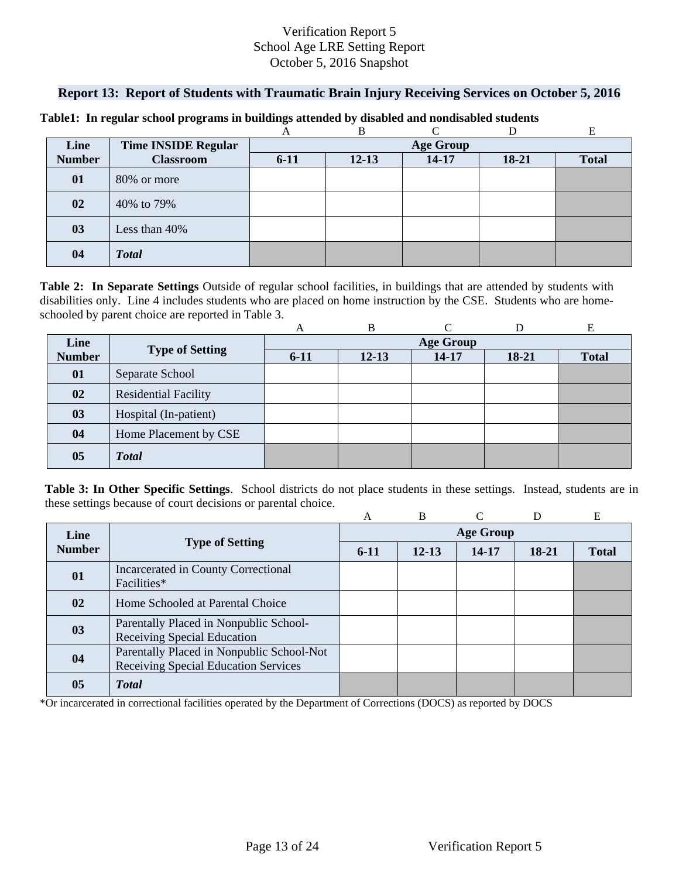Verification Report 5
School Age LRE Setting Report
October 5, 2016 Snapshot

## Report 13: Report of Students with Traumatic Brain Injury Receiving Services on October 5, 2016

**Table1: In regular school programs in buildings attended by disabled and nondisabled students**

| | | A | B | C | D | E |
|---|---|---|---|---|---|---|
| **Line Number** | **Time INSIDE Regular Classroom** | **Age Group** | | | | |
| | | **6-11** | **12-13** | **14-17** | **18-21** | **Total** |
| **01** | 80% or more | | | | | |
| **02** | 40% to 79% | | | | | |
| **03** | Less than 40% | | | | | |
| **04** | ***Total*** | | | | | |

**Table 2: In Separate Settings** Outside of regular school facilities, in buildings that are attended by students with disabilities only. Line 4 includes students who are placed on home instruction by the CSE. Students who are home-schooled by parent choice are reported in Table 3.

| | | A | B | C | D | E |
|---|---|---|---|---|---|---|
| **Line Number** | **Type of Setting** | **Age Group** | | | | |
| | | **6-11** | **12-13** | **14-17** | **18-21** | **Total** |
| **01** | Separate School | | | | | |
| **02** | Residential Facility | | | | | |
| **03** | Hospital (In-patient) | | | | | |
| **04** | Home Placement by CSE | | | | | |
| **05** | ***Total*** | | | | | |

**Table 3: In Other Specific Settings**. School districts do not place students in these settings. Instead, students are in these settings because of court decisions or parental choice.

| | | A | B | C | D | E |
|---|---|---|---|---|---|---|
| **Line Number** | **Type of Setting** | **Age Group** | | | | |
| | | **6-11** | **12-13** | **14-17** | **18-21** | **Total** |
| **01** | Incarcerated in County Correctional Facilities* | | | | | |
| **02** | Home Schooled at Parental Choice | | | | | |
| **03** | Parentally Placed in Nonpublic School-Receiving Special Education | | | | | |
| **04** | Parentally Placed in Nonpublic School-Not Receiving Special Education Services | | | | | |
| **05** | ***Total*** | | | | | |

*Or incarcerated in correctional facilities operated by the Department of Corrections (DOCS) as reported by DOCS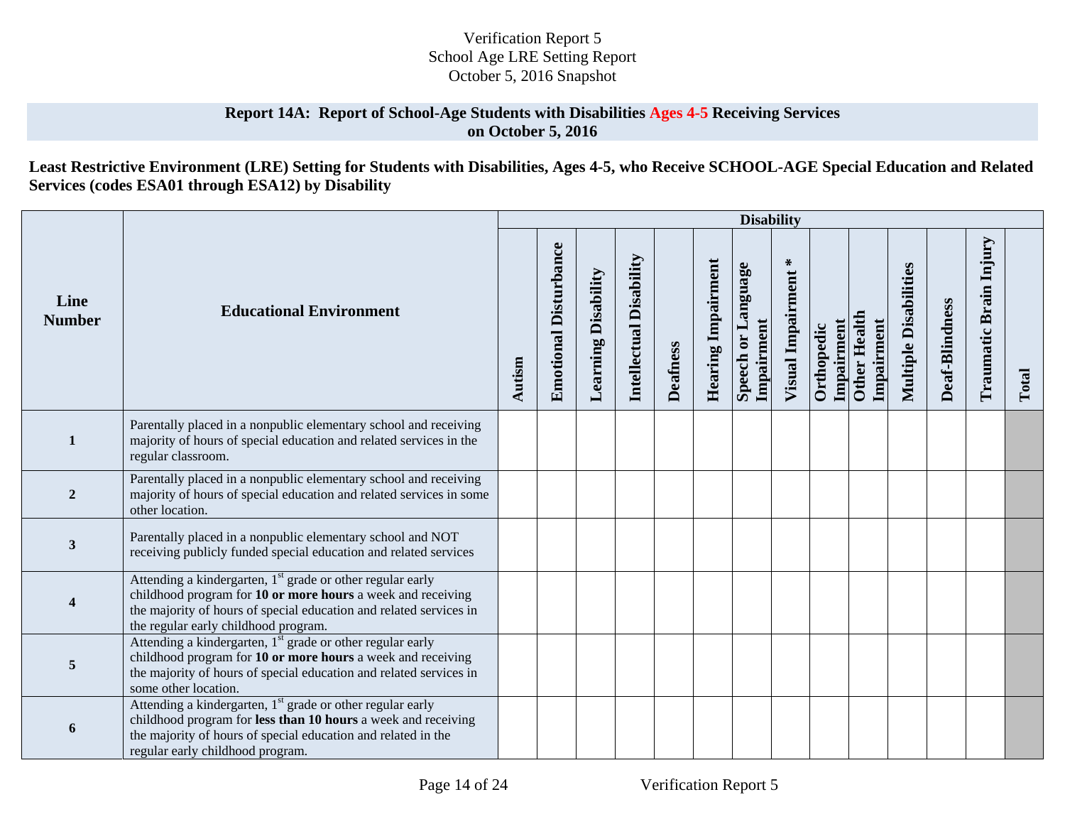Verification Report 5
School Age LRE Setting Report
October 5, 2016 Snapshot

## Report 14A: Report of School-Age Students with Disabilities Ages 4-5 Receiving Services on October 5, 2016

**Least Restrictive Environment (LRE) Setting for Students with Disabilities, Ages 4-5, who Receive SCHOOL-AGE Special Education and Related Services (codes ESA01 through ESA12) by Disability**

| Line Number | Educational Environment | Disability | | | | | | | | | | | | | | |
|---|---|---|---|---|---|---|---|---|---|---|---|---|---|---|---|---|
| | | Autism | Emotional Disturbance | Learning Disability | Intellectual Disability | Deafness | Hearing Impairment | Speech or Language Impairment | Visual Impairment * | Orthopedic Impairment | Other Health Impairment | Multiple Disabilities | Deaf-Blindness | Traumatic Brain Injury | Total |
| 1 | Parentally placed in a nonpublic elementary school and receiving majority of hours of special education and related services in the regular classroom. | | | | | | | | | | | | | | |
| 2 | Parentally placed in a nonpublic elementary school and receiving majority of hours of special education and related services in some other location. | | | | | | | | | | | | | | |
| 3 | Parentally placed in a nonpublic elementary school and NOT receiving publicly funded special education and related services | | | | | | | | | | | | | | |
| 4 | Attending a kindergarten, 1st grade or other regular early childhood program for **10 or more hours** a week and receiving the majority of hours of special education and related services in the regular early childhood program. | | | | | | | | | | | | | | |
| 5 | Attending a kindergarten, 1st grade or other regular early childhood program for **10 or more hours** a week and receiving the majority of hours of special education and related services in some other location. | | | | | | | | | | | | | | |
| 6 | Attending a kindergarten, 1st grade or other regular early childhood program for **less than 10 hours** a week and receiving the majority of hours of special education and related in the regular early childhood program. | | | | | | | | | | | | | | |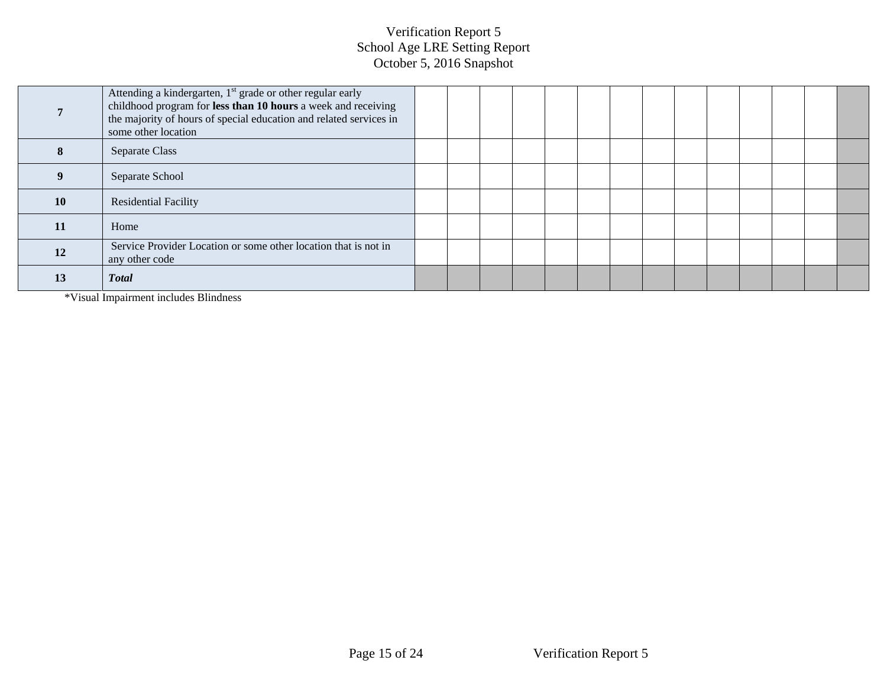# Verification Report 5
## School Age LRE Setting Report
### October 5, 2016 Snapshot

| | | | | | | | | | | | | | | | |
|---|---|---|---|---|---|---|---|---|---|---|---|---|---|---|---|
| **7** | Attending a kindergarten, 1st grade or other regular early childhood program for **less than 10 hours** a week and receiving the majority of hours of special education and related services in some other location | | | | | | | | | | | | | | |
| **8** | Separate Class | | | | | | | | | | | | | | |
| **9** | Separate School | | | | | | | | | | | | | | |
| **10** | Residential Facility | | | | | | | | | | | | | | |
| **11** | Home | | | | | | | | | | | | | | |
| **12** | Service Provider Location or some other location that is not in any other code | | | | | | | | | | | | | | |
| **13** | ***Total*** | | | | | | | | | | | | | | |

*Visual Impairment includes Blindness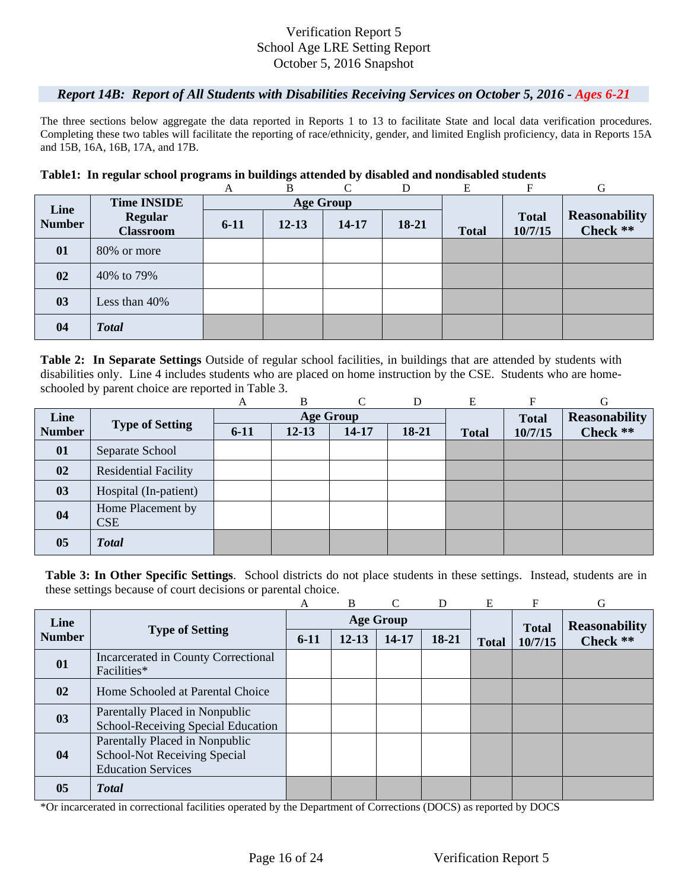# Verification Report 5
## School Age LRE Setting Report
## October 5, 2016 Snapshot

### *Report 14B: Report of All Students with Disabilities Receiving Services on October 5, 2016 - Ages 6-21*

The three sections below aggregate the data reported in Reports 1 to 13 to facilitate State and local data verification procedures. Completing these two tables will facilitate the reporting of race/ethnicity, gender, and limited English proficiency, data in Reports 15A and 15B, 16A, 16B, 17A, and 17B.

**Table1: In regular school programs in buildings attended by disabled and nondisabled students**

| | | A | B | C | D | E | F | G |
|---|---|---|---|---|---|---|---|---|
| **Line Number** | **Time INSIDE Regular Classroom** | **Age Group** | | | | **Total** | **Total 10/7/15** | **Reasonability Check \*\*** |
| | | **6-11** | **12-13** | **14-17** | **18-21** | | | |
| **01** | 80% or more | | | | | | | |
| **02** | 40% to 79% | | | | | | | |
| **03** | Less than 40% | | | | | | | |
| **04** | ***Total*** | | | | | | | |

**Table 2: In Separate Settings** Outside of regular school facilities, in buildings that are attended by students with disabilities only. Line 4 includes students who are placed on home instruction by the CSE. Students who are home-schooled by parent choice are reported in Table 3.

| | | A | B | C | D | E | F | G |
|---|---|---|---|---|---|---|---|---|
| **Line Number** | **Type of Setting** | **Age Group** | | | | **Total** | **Total 10/7/15** | **Reasonability Check \*\*** |
| | | **6-11** | **12-13** | **14-17** | **18-21** | | | |
| **01** | Separate School | | | | | | | |
| **02** | Residential Facility | | | | | | | |
| **03** | Hospital (In-patient) | | | | | | | |
| **04** | Home Placement by CSE | | | | | | | |
| **05** | ***Total*** | | | | | | | |

**Table 3: In Other Specific Settings**. School districts do not place students in these settings. Instead, students are in these settings because of court decisions or parental choice.

| | | A | B | C | D | E | F | G |
|---|---|---|---|---|---|---|---|---|
| **Line Number** | **Type of Setting** | **Age Group** | | | | **Total** | **Total 10/7/15** | **Reasonability Check \*\*** |
| | | **6-11** | **12-13** | **14-17** | **18-21** | | | |
| **01** | Incarcerated in County Correctional Facilities* | | | | | | | |
| **02** | Home Schooled at Parental Choice | | | | | | | |
| **03** | Parentally Placed in Nonpublic School-Receiving Special Education | | | | | | | |
| **04** | Parentally Placed in Nonpublic School-Not Receiving Special Education Services | | | | | | | |
| **05** | ***Total*** | | | | | | | |

*Or incarcerated in correctional facilities operated by the Department of Corrections (DOCS) as reported by DOCS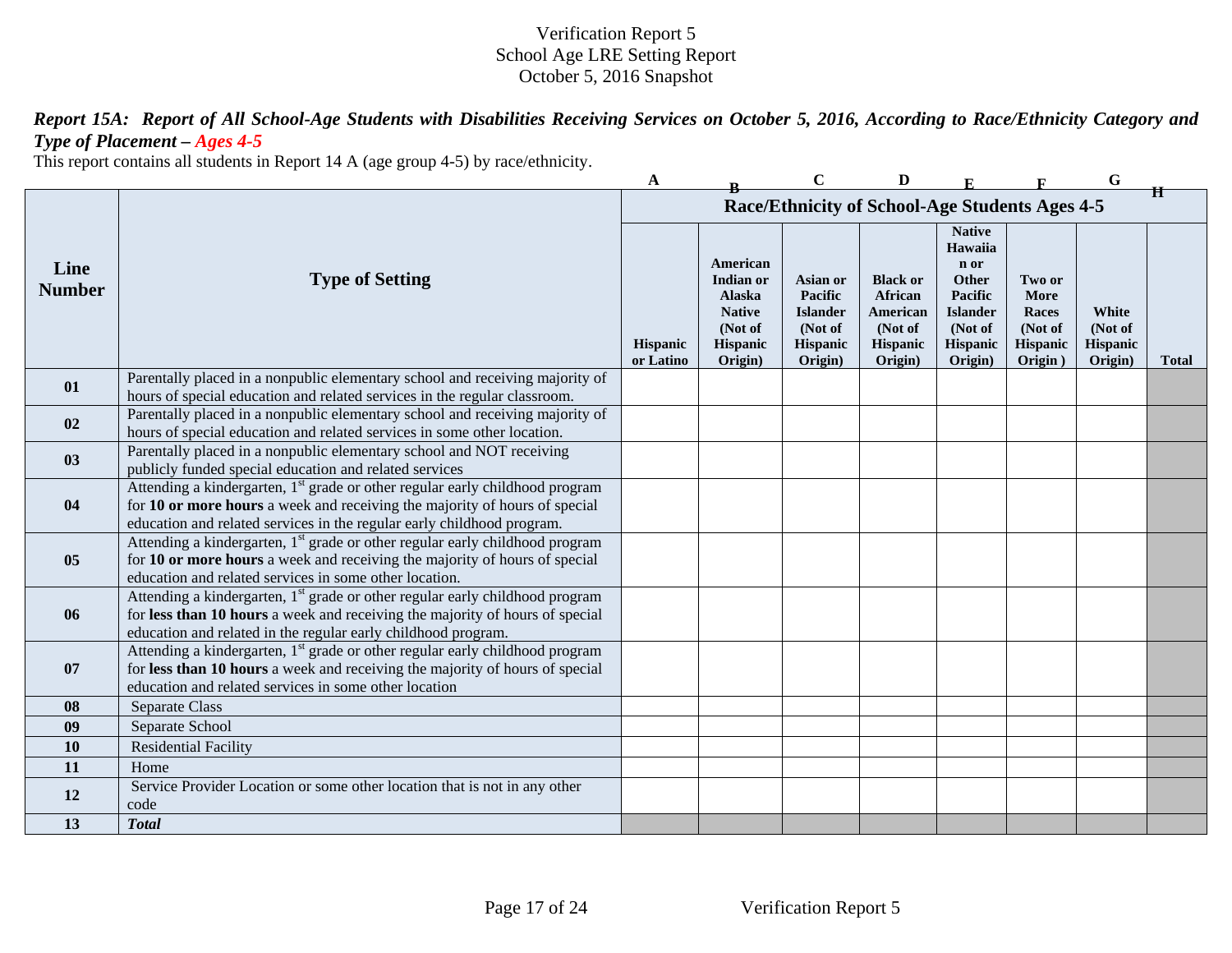Verification Report 5
School Age LRE Setting Report
October 5, 2016 Snapshot

***Report 15A: Report of All School-Age Students with Disabilities Receiving Services on October 5, 2016, According to Race/Ethnicity Category and Type of Placement – Ages 4-5***

This report contains all students in Report 14 A (age group 4-5) by race/ethnicity.

| | | A | B | C | D | E | F | G | H |
|---|---|---|---|---|---|---|---|---|---|
| **Line Number** | **Type of Setting** | **Race/Ethnicity of School-Age Students Ages 4-5** | | | | | | | |
| | | **Hispanic or Latino** | **American Indian or Alaska Native (Not of Hispanic Origin)** | **Asian or Pacific Islander (Not of Hispanic Origin)** | **Black or African American (Not of Hispanic Origin)** | **Native Hawaiian or Other Pacific Islander (Not of Hispanic Origin)** | **Two or More Races (Not of Hispanic Origin )** | **White (Not of Hispanic Origin)** | **Total** |
| **01** | Parentally placed in a nonpublic elementary school and receiving majority of hours of special education and related services in the regular classroom. | | | | | | | | |
| **02** | Parentally placed in a nonpublic elementary school and receiving majority of hours of special education and related services in some other location. | | | | | | | | |
| **03** | Parentally placed in a nonpublic elementary school and NOT receiving publicly funded special education and related services | | | | | | | | |
| **04** | Attending a kindergarten, 1st grade or other regular early childhood program for **10 or more hours** a week and receiving the majority of hours of special education and related services in the regular early childhood program. | | | | | | | | |
| **05** | Attending a kindergarten, 1st grade or other regular early childhood program for **10 or more hours** a week and receiving the majority of hours of special education and related services in some other location. | | | | | | | | |
| **06** | Attending a kindergarten, 1st grade or other regular early childhood program for **less than 10 hours** a week and receiving the majority of hours of special education and related in the regular early childhood program. | | | | | | | | |
| **07** | Attending a kindergarten, 1st grade or other regular early childhood program for **less than 10 hours** a week and receiving the majority of hours of special education and related services in some other location | | | | | | | | |
| **08** | Separate Class | | | | | | | | |
| **09** | Separate School | | | | | | | | |
| **10** | Residential Facility | | | | | | | | |
| **11** | Home | | | | | | | | |
| **12** | Service Provider Location or some other location that is not in any other code | | | | | | | | |
| **13** | ***Total*** | | | | | | | | |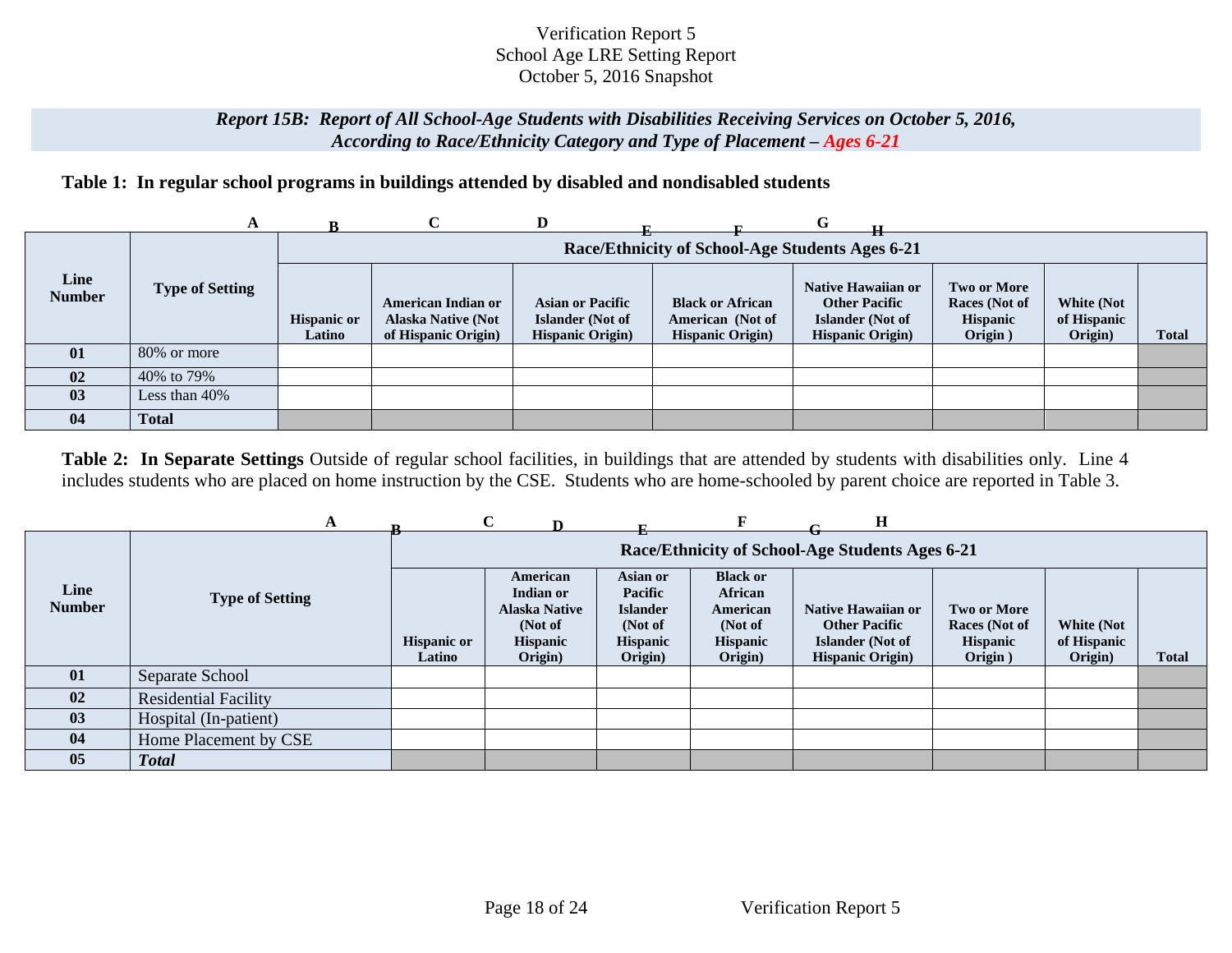Verification Report 5
School Age LRE Setting Report
October 5, 2016 Snapshot

### *Report 15B: Report of All School-Age Students with Disabilities Receiving Services on October 5, 2016, According to Race/Ethnicity Category and Type of Placement – Ages 6-21*

**Table 1: In regular school programs in buildings attended by disabled and nondisabled students**

| | A | B | C | D | E | F | G | H | |
|---|---|---|---|---|---|---|---|---|---|
| **Line Number** | **Type of Setting** | **Race/Ethnicity of School-Age Students Ages 6-21** | | | | | | | |
| | | **Hispanic or Latino** | **American Indian or Alaska Native (Not of Hispanic Origin)** | **Asian or Pacific Islander (Not of Hispanic Origin)** | **Black or African American (Not of Hispanic Origin)** | **Native Hawaiian or Other Pacific Islander (Not of Hispanic Origin)** | **Two or More Races (Not of Hispanic Origin )** | **White (Not of Hispanic Origin)** | **Total** |
| **01** | 80% or more | | | | | | | | |
| **02** | 40% to 79% | | | | | | | | |
| **03** | Less than 40% | | | | | | | | |
| **04** | **Total** | | | | | | | | |

**Table 2: In Separate Settings** Outside of regular school facilities, in buildings that are attended by students with disabilities only. Line 4 includes students who are placed on home instruction by the CSE. Students who are home-schooled by parent choice are reported in Table 3.

| | A | B | C | D | E | F | G | H | |
|---|---|---|---|---|---|---|---|---|---|
| **Line Number** | **Type of Setting** | **Race/Ethnicity of School-Age Students Ages 6-21** | | | | | | | |
| | | **Hispanic or Latino** | **American Indian or Alaska Native (Not of Hispanic Origin)** | **Asian or Pacific Islander (Not of Hispanic Origin)** | **Black or African American (Not of Hispanic Origin)** | **Native Hawaiian or Other Pacific Islander (Not of Hispanic Origin)** | **Two or More Races (Not of Hispanic Origin )** | **White (Not of Hispanic Origin)** | **Total** |
| **01** | Separate School | | | | | | | | |
| **02** | Residential Facility | | | | | | | | |
| **03** | Hospital (In-patient) | | | | | | | | |
| **04** | Home Placement by CSE | | | | | | | | |
| **05** | ***Total*** | | | | | | | | |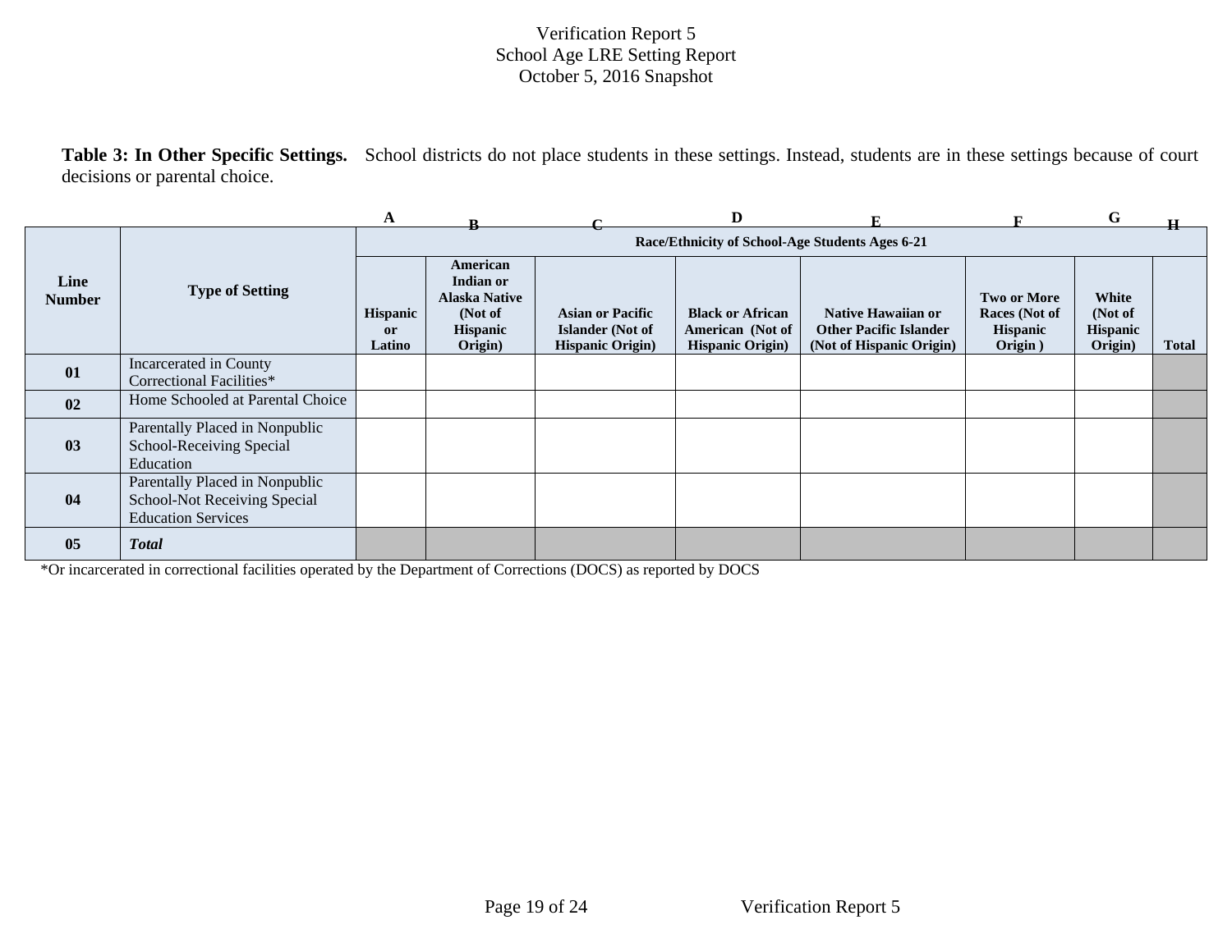Verification Report 5
School Age LRE Setting Report
October 5, 2016 Snapshot

**Table 3: In Other Specific Settings.** School districts do not place students in these settings. Instead, students are in these settings because of court decisions or parental choice.

| | | A | B | C | D | E | F | G | H |
|---|---|---|---|---|---|---|---|---|---|
| **Line Number** | **Type of Setting** | **Race/Ethnicity of School-Age Students Ages 6-21** | | | | | | | |
| | | **Hispanic or Latino** | **American Indian or Alaska Native (Not of Hispanic Origin)** | **Asian or Pacific Islander (Not of Hispanic Origin)** | **Black or African American (Not of Hispanic Origin)** | **Native Hawaiian or Other Pacific Islander (Not of Hispanic Origin)** | **Two or More Races (Not of Hispanic Origin )** | **White (Not of Hispanic Origin)** | **Total** |
| **01** | Incarcerated in County Correctional Facilities* | | | | | | | | |
| **02** | Home Schooled at Parental Choice | | | | | | | | |
| **03** | Parentally Placed in Nonpublic School-Receiving Special Education | | | | | | | | |
| **04** | Parentally Placed in Nonpublic School-Not Receiving Special Education Services | | | | | | | | |
| **05** | ***Total*** | | | | | | | | |

*Or incarcerated in correctional facilities operated by the Department of Corrections (DOCS) as reported by DOCS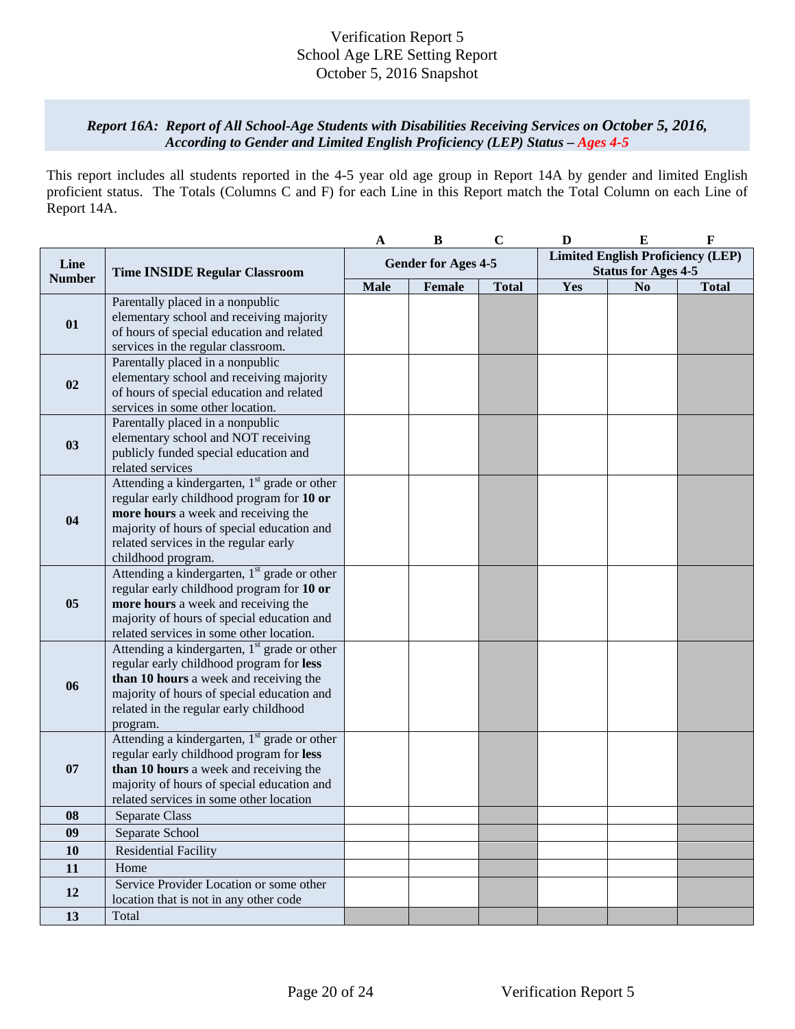Verification Report 5
School Age LRE Setting Report
October 5, 2016 Snapshot

### *Report 16A: Report of All School-Age Students with Disabilities Receiving Services on October 5, 2016, According to Gender and Limited English Proficiency (LEP) Status – Ages 4-5*

This report includes all students reported in the 4-5 year old age group in Report 14A by gender and limited English proficient status. The Totals (Columns C and F) for each Line in this Report match the Total Column on each Line of Report 14A.

| | | A | B | C | D | E | F |
|---|---|---|---|---|---|---|---|
| **Line Number** | **Time INSIDE Regular Classroom** | **Gender for Ages 4-5** | | | **Limited English Proficiency (LEP) Status for Ages 4-5** | | |
| | | **Male** | **Female** | **Total** | **Yes** | **No** | **Total** |
| **01** | Parentally placed in a nonpublic elementary school and receiving majority of hours of special education and related services in the regular classroom. | | | | | | |
| **02** | Parentally placed in a nonpublic elementary school and receiving majority of hours of special education and related services in some other location. | | | | | | |
| **03** | Parentally placed in a nonpublic elementary school and NOT receiving publicly funded special education and related services | | | | | | |
| **04** | Attending a kindergarten, 1st grade or other regular early childhood program for **10 or more hours** a week and receiving the majority of hours of special education and related services in the regular early childhood program. | | | | | | |
| **05** | Attending a kindergarten, 1st grade or other regular early childhood program for **10 or more hours** a week and receiving the majority of hours of special education and related services in some other location. | | | | | | |
| **06** | Attending a kindergarten, 1st grade or other regular early childhood program for **less than 10 hours** a week and receiving the majority of hours of special education and related in the regular early childhood program. | | | | | | |
| **07** | Attending a kindergarten, 1st grade or other regular early childhood program for **less than 10 hours** a week and receiving the majority of hours of special education and related services in some other location | | | | | | |
| **08** | Separate Class | | | | | | |
| **09** | Separate School | | | | | | |
| **10** | Residential Facility | | | | | | |
| **11** | Home | | | | | | |
| **12** | Service Provider Location or some other location that is not in any other code | | | | | | |
| **13** | Total | | | | | | |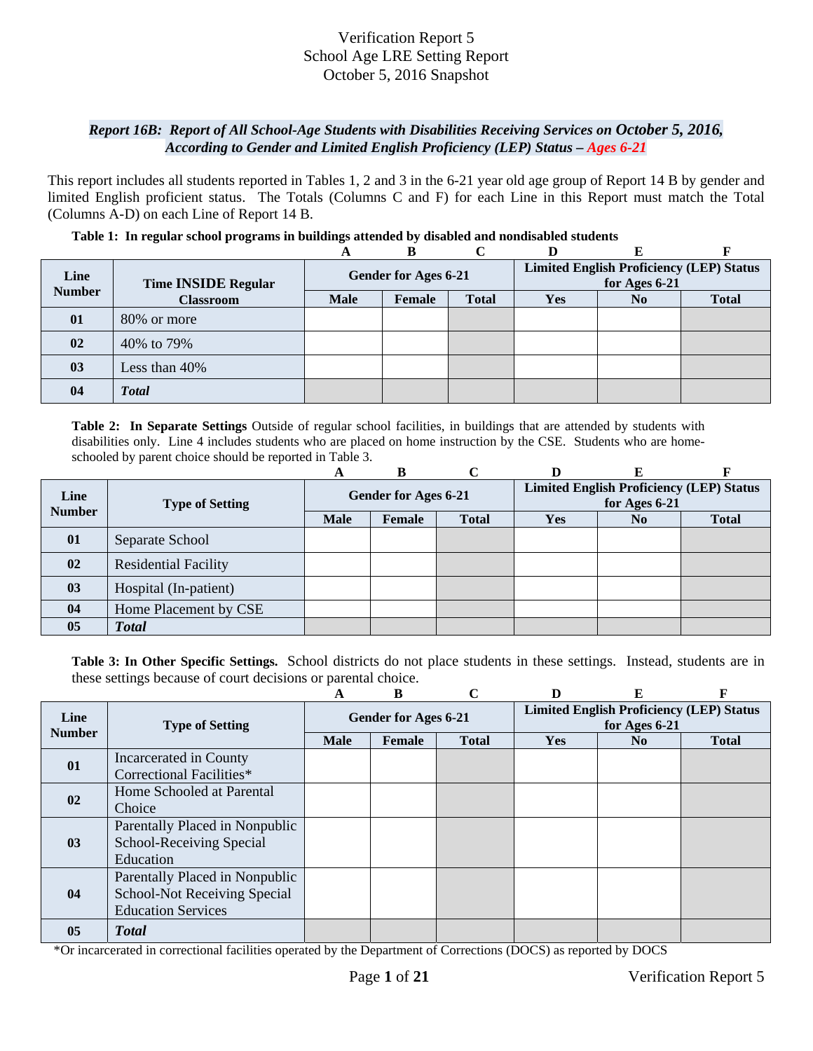Verification Report 5
School Age LRE Setting Report
October 5, 2016 Snapshot

***Report 16B: Report of All School-Age Students with Disabilities Receiving Services on October 5, 2016, According to Gender and Limited English Proficiency (LEP) Status – Ages 6-21***

This report includes all students reported in Tables 1, 2 and 3 in the 6-21 year old age group of Report 14 B by gender and limited English proficient status. The Totals (Columns C and F) for each Line in this Report must match the Total (Columns A-D) on each Line of Report 14 B.

**Table 1: In regular school programs in buildings attended by disabled and nondisabled students**

| | | A | B | C | D | E | F |
|---|---|---|---|---|---|---|---|
| **Line Number** | **Time INSIDE Regular Classroom** | **Gender for Ages 6-21** | | | **Limited English Proficiency (LEP) Status for Ages 6-21** | | |
| | | **Male** | **Female** | **Total** | **Yes** | **No** | **Total** |
| **01** | 80% or more | | | | | | |
| **02** | 40% to 79% | | | | | | |
| **03** | Less than 40% | | | | | | |
| **04** | ***Total*** | | | | | | |

**Table 2: In Separate Settings** Outside of regular school facilities, in buildings that are attended by students with disabilities only. Line 4 includes students who are placed on home instruction by the CSE. Students who are home-schooled by parent choice should be reported in Table 3.

| | | A | B | C | D | E | F |
|---|---|---|---|---|---|---|---|
| **Line Number** | **Type of Setting** | **Gender for Ages 6-21** | | | **Limited English Proficiency (LEP) Status for Ages 6-21** | | |
| | | **Male** | **Female** | **Total** | **Yes** | **No** | **Total** |
| **01** | Separate School | | | | | | |
| **02** | Residential Facility | | | | | | |
| **03** | Hospital (In-patient) | | | | | | |
| **04** | Home Placement by CSE | | | | | | |
| **05** | ***Total*** | | | | | | |

**Table 3: In Other Specific Settings.** School districts do not place students in these settings. Instead, students are in these settings because of court decisions or parental choice.

| | | A | B | C | D | E | F |
|---|---|---|---|---|---|---|---|
| **Line Number** | **Type of Setting** | **Gender for Ages 6-21** | | | **Limited English Proficiency (LEP) Status for Ages 6-21** | | |
| | | **Male** | **Female** | **Total** | **Yes** | **No** | **Total** |
| **01** | Incarcerated in County Correctional Facilities* | | | | | | |
| **02** | Home Schooled at Parental Choice | | | | | | |
| **03** | Parentally Placed in Nonpublic School-Receiving Special Education | | | | | | |
| **04** | Parentally Placed in Nonpublic School-Not Receiving Special Education Services | | | | | | |
| **05** | ***Total*** | | | | | | |

*Or incarcerated in correctional facilities operated by the Department of Corrections (DOCS) as reported by DOCS